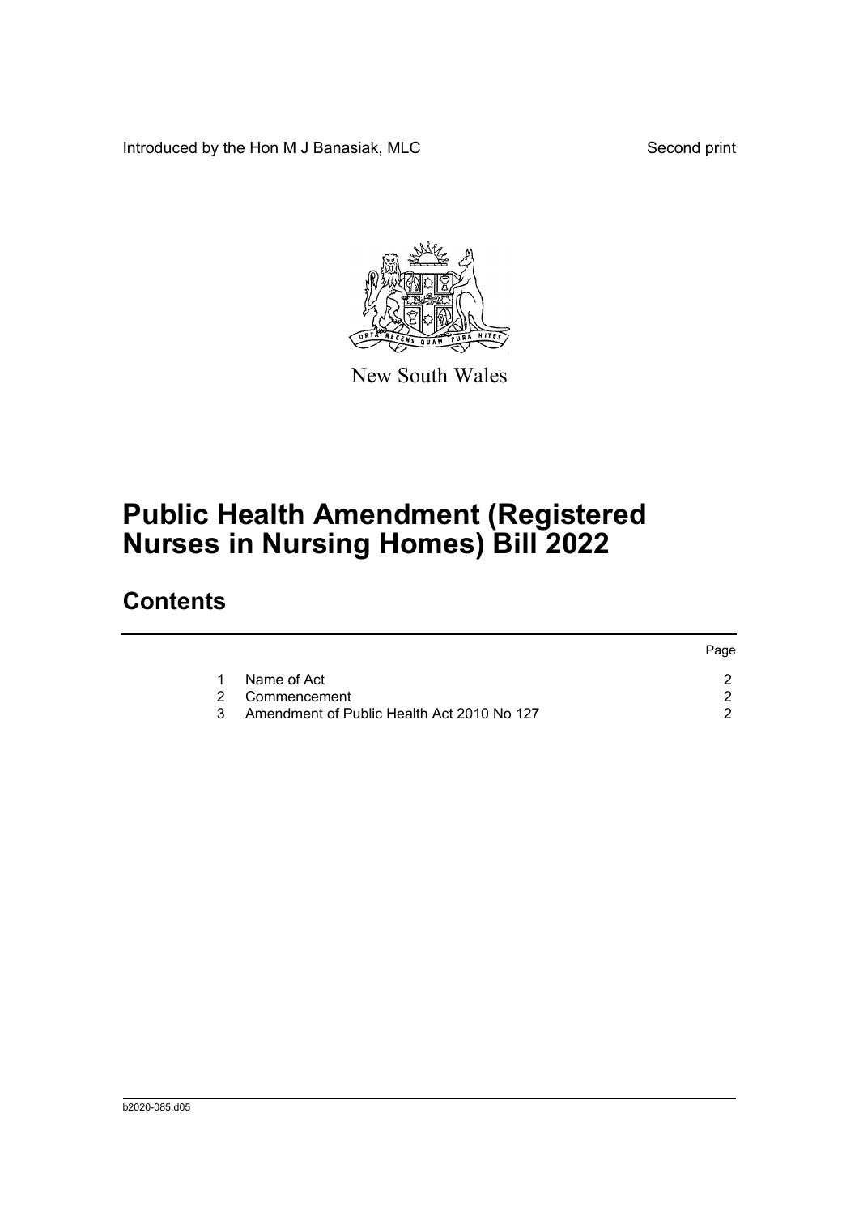Introduced by the Hon M J Banasiak, MLC

Second print

New South Wales

# Public Health Amendment (Registered Nurses in Nursing Homes) Bill 2022

## Contents

| | | Page |
|---|---|---|
| 1 | Name of Act | 2 |
| 2 | Commencement | 2 |
| 3 | Amendment of Public Health Act 2010 No 127 | 2 |

b2020-085.d05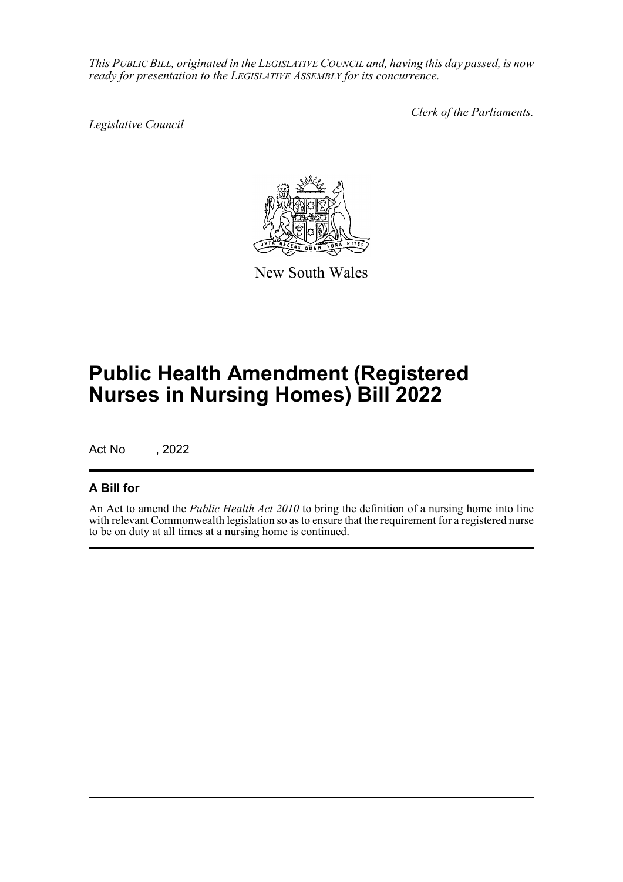*This PUBLIC BILL, originated in the LEGISLATIVE COUNCIL and, having this day passed, is now ready for presentation to the LEGISLATIVE ASSEMBLY for its concurrence.*

*Legislative Council*

*Clerk of the Parliaments.*

New South Wales

# Public Health Amendment (Registered Nurses in Nursing Homes) Bill 2022

Act No , 2022

## A Bill for

An Act to amend the *Public Health Act 2010* to bring the definition of a nursing home into line with relevant Commonwealth legislation so as to ensure that the requirement for a registered nurse to be on duty at all times at a nursing home is continued.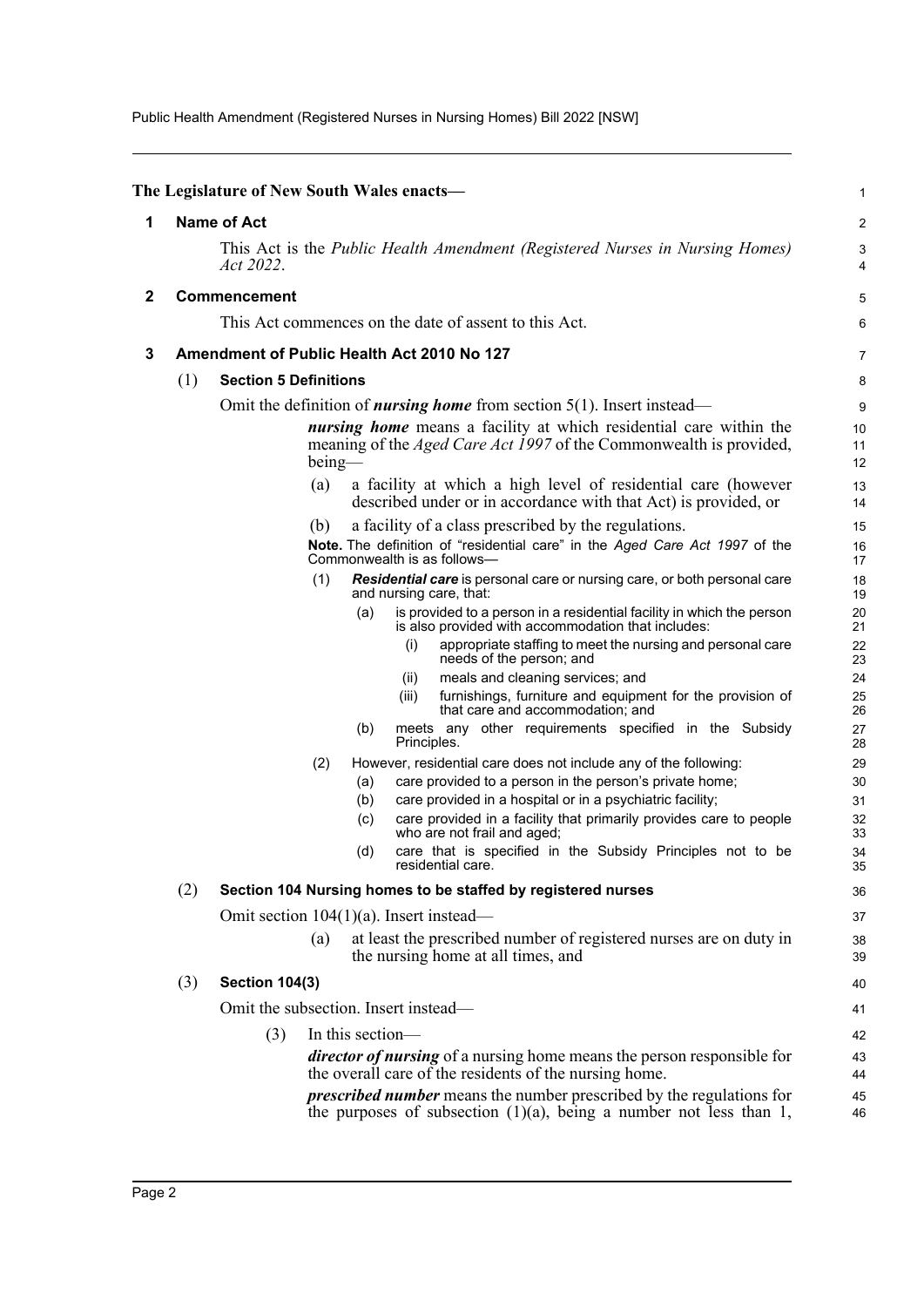The Legislature of New South Wales enacts—

## 1 Name of Act

This Act is the *Public Health Amendment (Registered Nurses in Nursing Homes) Act 2022*.

## 2 Commencement

This Act commences on the date of assent to this Act.

## 3 Amendment of Public Health Act 2010 No 127

### (1) Section 5 Definitions

Omit the definition of ***nursing home*** from section 5(1). Insert instead—

> ***nursing home*** means a facility at which residential care within the meaning of the *Aged Care Act 1997* of the Commonwealth is provided, being—
>
> (a) a facility at which a high level of residential care (however described under or in accordance with that Act) is provided, or
>
> (b) a facility of a class prescribed by the regulations.
>
> **Note.** The definition of "residential care" in the *Aged Care Act 1997* of the Commonwealth is as follows—
>
> (1) ***Residential care*** is personal care or nursing care, or both personal care and nursing care, that:
>
> (a) is provided to a person in a residential facility in which the person is also provided with accommodation that includes:
>
> (i) appropriate staffing to meet the nursing and personal care needs of the person; and
>
> (ii) meals and cleaning services; and
>
> (iii) furnishings, furniture and equipment for the provision of that care and accommodation; and
>
> (b) meets any other requirements specified in the Subsidy Principles.
>
> (2) However, residential care does not include any of the following:
>
> (a) care provided to a person in the person's private home;
>
> (b) care provided in a hospital or in a psychiatric facility;
>
> (c) care provided in a facility that primarily provides care to people who are not frail and aged;
>
> (d) care that is specified in the Subsidy Principles not to be residential care.

### (2) Section 104 Nursing homes to be staffed by registered nurses

Omit section 104(1)(a). Insert instead—

> (a) at least the prescribed number of registered nurses are on duty in the nursing home at all times, and

### (3) Section 104(3)

Omit the subsection. Insert instead—

> (3) In this section—
>
> ***director of nursing*** of a nursing home means the person responsible for the overall care of the residents of the nursing home.
>
> ***prescribed number*** means the number prescribed by the regulations for the purposes of subsection (1)(a), being a number not less than 1,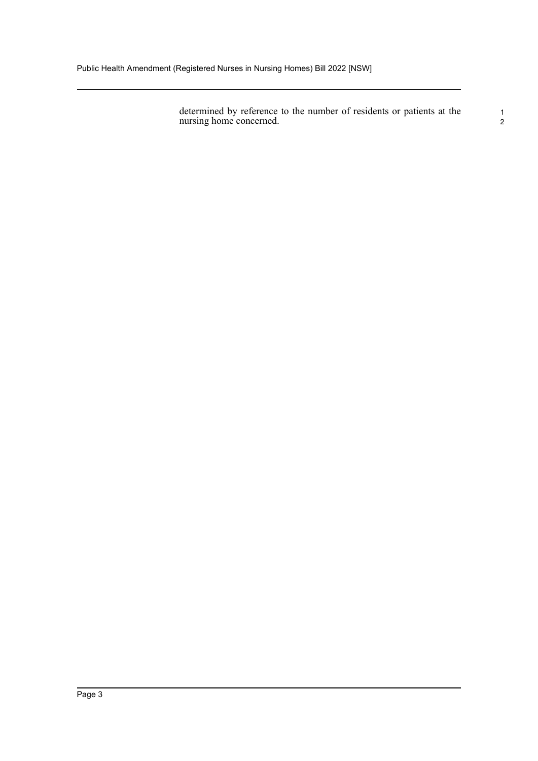determined by reference to the number of residents or patients at the nursing home concerned.